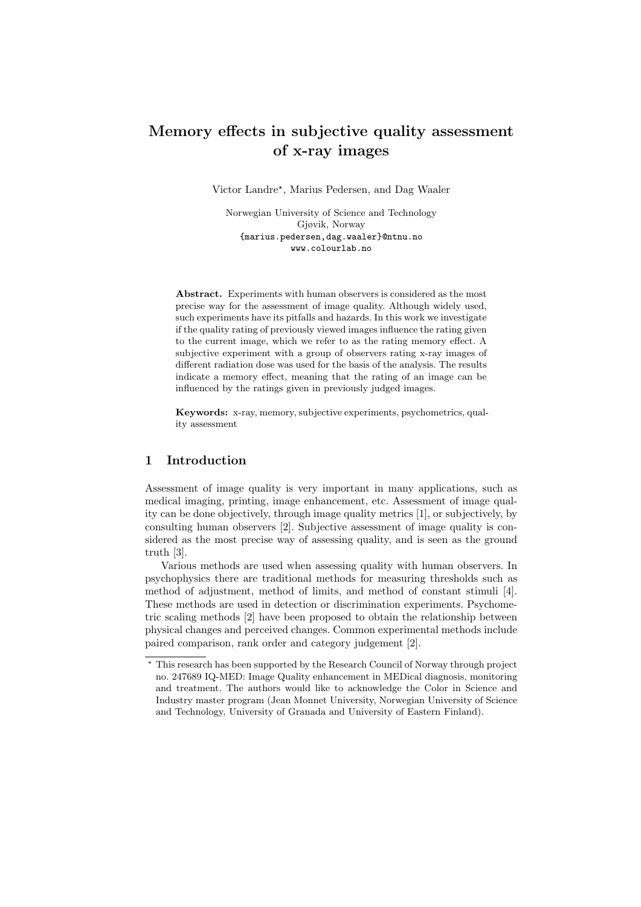# Memory effects in subjective quality assessment of x-ray images

Victor Landre*, Marius Pedersen, and Dag Waaler

Norwegian University of Science and Technology
Gjøvik, Norway
{marius.pedersen,dag.waaler}@ntnu.no
www.colourlab.no

**Abstract.** Experiments with human observers is considered as the most precise way for the assessment of image quality. Although widely used, such experiments have its pitfalls and hazards. In this work we investigate if the quality rating of previously viewed images influence the rating given to the current image, which we refer to as the rating memory effect. A subjective experiment with a group of observers rating x-ray images of different radiation dose was used for the basis of the analysis. The results indicate a memory effect, meaning that the rating of an image can be influenced by the ratings given in previously judged images.

**Keywords:** x-ray, memory, subjective experiments, psychometrics, quality assessment

## 1 Introduction

Assessment of image quality is very important in many applications, such as medical imaging, printing, image enhancement, etc. Assessment of image quality can be done objectively, through image quality metrics [1], or subjectively, by consulting human observers [2]. Subjective assessment of image quality is considered as the most precise way of assessing quality, and is seen as the ground truth [3].

Various methods are used when assessing quality with human observers. In psychophysics there are traditional methods for measuring thresholds such as method of adjustment, method of limits, and method of constant stimuli [4]. These methods are used in detection or discrimination experiments. Psychometric scaling methods [2] have been proposed to obtain the relationship between physical changes and perceived changes. Common experimental methods include paired comparison, rank order and category judgement [2].

* This research has been supported by the Research Council of Norway through project no. 247689 IQ-MED: Image Quality enhancement in MEDical diagnosis, monitoring and treatment. The authors would like to acknowledge the Color in Science and Industry master program (Jean Monnet University, Norwegian University of Science and Technology, University of Granada and University of Eastern Finland).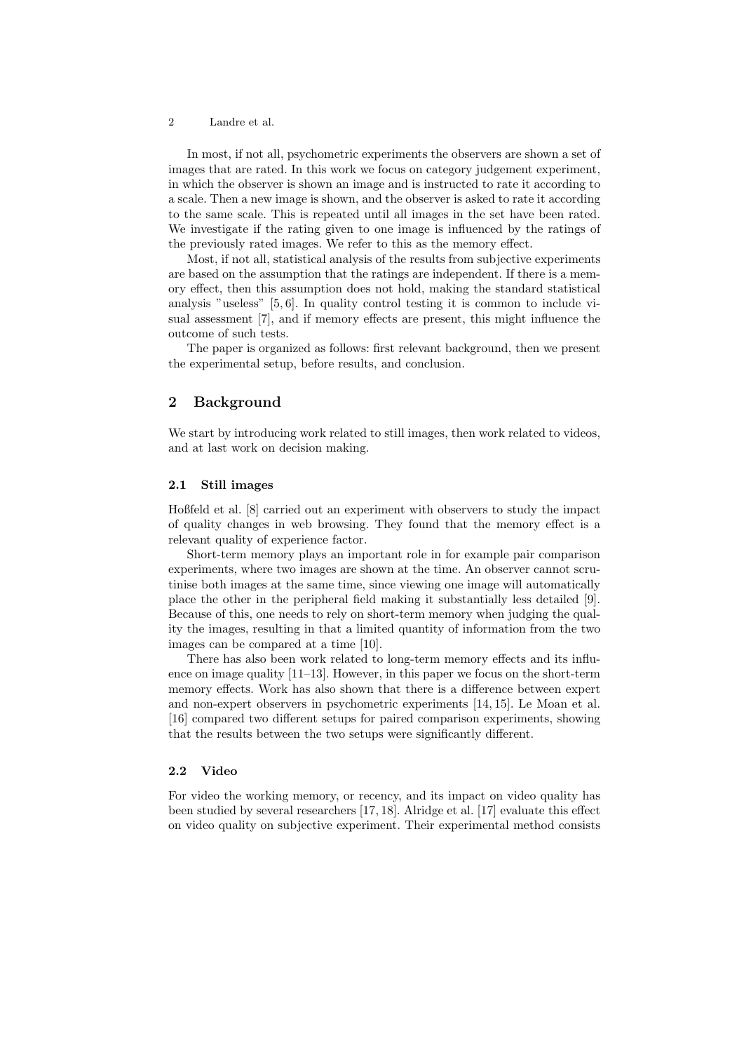In most, if not all, psychometric experiments the observers are shown a set of images that are rated. In this work we focus on category judgement experiment, in which the observer is shown an image and is instructed to rate it according to a scale. Then a new image is shown, and the observer is asked to rate it according to the same scale. This is repeated until all images in the set have been rated. We investigate if the rating given to one image is influenced by the ratings of the previously rated images. We refer to this as the memory effect.

Most, if not all, statistical analysis of the results from subjective experiments are based on the assumption that the ratings are independent. If there is a memory effect, then this assumption does not hold, making the standard statistical analysis "useless" [5, 6]. In quality control testing it is common to include visual assessment [7], and if memory effects are present, this might influence the outcome of such tests.

The paper is organized as follows: first relevant background, then we present the experimental setup, before results, and conclusion.

## 2 Background

We start by introducing work related to still images, then work related to videos, and at last work on decision making.

### 2.1 Still images

Hoßfeld et al. [8] carried out an experiment with observers to study the impact of quality changes in web browsing. They found that the memory effect is a relevant quality of experience factor.

Short-term memory plays an important role in for example pair comparison experiments, where two images are shown at the time. An observer cannot scrutinise both images at the same time, since viewing one image will automatically place the other in the peripheral field making it substantially less detailed [9]. Because of this, one needs to rely on short-term memory when judging the quality the images, resulting in that a limited quantity of information from the two images can be compared at a time [10].

There has also been work related to long-term memory effects and its influence on image quality [11–13]. However, in this paper we focus on the short-term memory effects. Work has also shown that there is a difference between expert and non-expert observers in psychometric experiments [14, 15]. Le Moan et al. [16] compared two different setups for paired comparison experiments, showing that the results between the two setups were significantly different.

### 2.2 Video

For video the working memory, or recency, and its impact on video quality has been studied by several researchers [17, 18]. Alridge et al. [17] evaluate this effect on video quality on subjective experiment. Their experimental method consists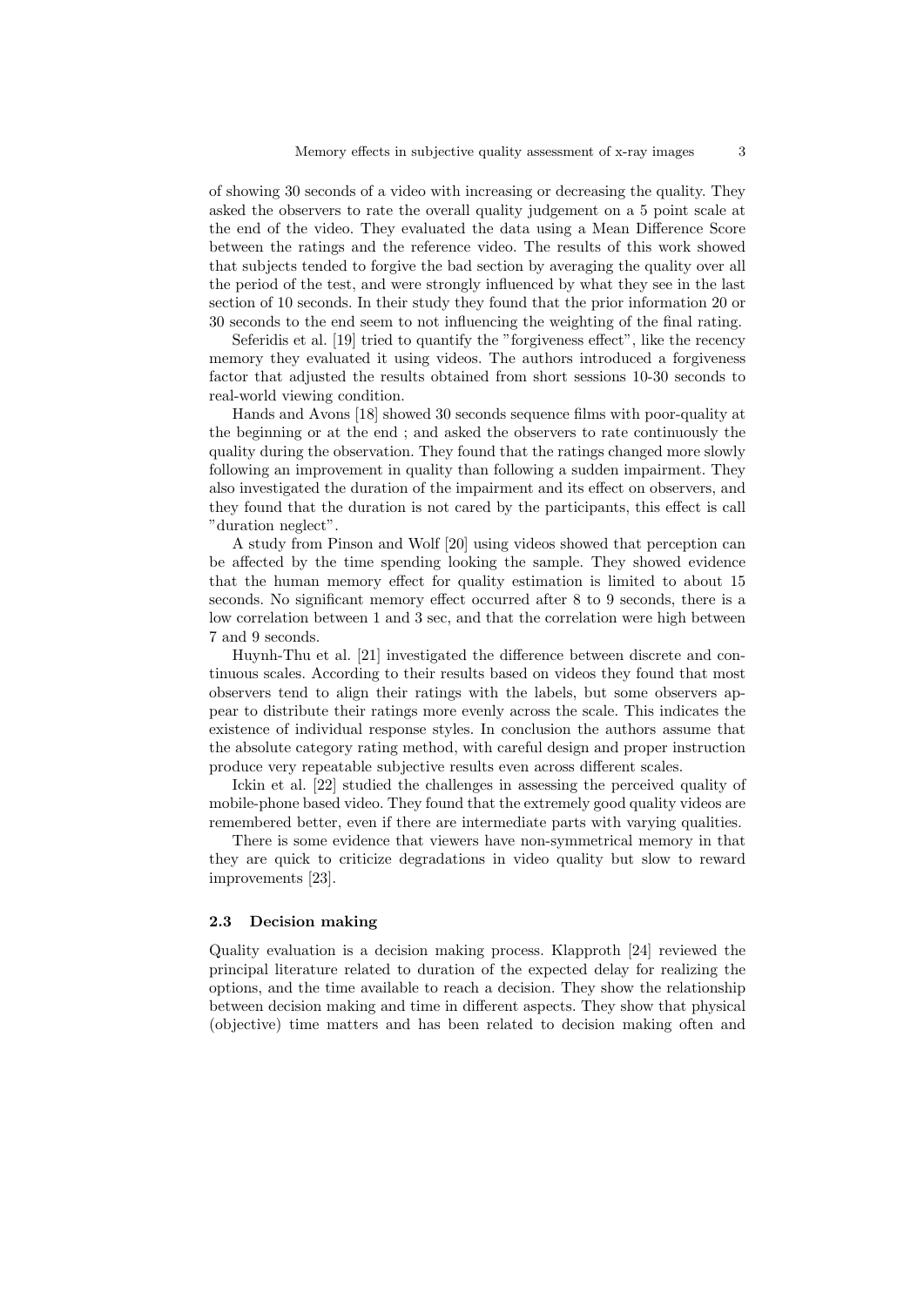of showing 30 seconds of a video with increasing or decreasing the quality. They asked the observers to rate the overall quality judgement on a 5 point scale at the end of the video. They evaluated the data using a Mean Difference Score between the ratings and the reference video. The results of this work showed that subjects tended to forgive the bad section by averaging the quality over all the period of the test, and were strongly influenced by what they see in the last section of 10 seconds. In their study they found that the prior information 20 or 30 seconds to the end seem to not influencing the weighting of the final rating.

Seferidis et al. [19] tried to quantify the "forgiveness effect", like the recency memory they evaluated it using videos. The authors introduced a forgiveness factor that adjusted the results obtained from short sessions 10-30 seconds to real-world viewing condition.

Hands and Avons [18] showed 30 seconds sequence films with poor-quality at the beginning or at the end ; and asked the observers to rate continuously the quality during the observation. They found that the ratings changed more slowly following an improvement in quality than following a sudden impairment. They also investigated the duration of the impairment and its effect on observers, and they found that the duration is not cared by the participants, this effect is call "duration neglect".

A study from Pinson and Wolf [20] using videos showed that perception can be affected by the time spending looking the sample. They showed evidence that the human memory effect for quality estimation is limited to about 15 seconds. No significant memory effect occurred after 8 to 9 seconds, there is a low correlation between 1 and 3 sec, and that the correlation were high between 7 and 9 seconds.

Huynh-Thu et al. [21] investigated the difference between discrete and continuous scales. According to their results based on videos they found that most observers tend to align their ratings with the labels, but some observers appear to distribute their ratings more evenly across the scale. This indicates the existence of individual response styles. In conclusion the authors assume that the absolute category rating method, with careful design and proper instruction produce very repeatable subjective results even across different scales.

Ickin et al. [22] studied the challenges in assessing the perceived quality of mobile-phone based video. They found that the extremely good quality videos are remembered better, even if there are intermediate parts with varying qualities.

There is some evidence that viewers have non-symmetrical memory in that they are quick to criticize degradations in video quality but slow to reward improvements [23].

### 2.3 Decision making

Quality evaluation is a decision making process. Klapproth [24] reviewed the principal literature related to duration of the expected delay for realizing the options, and the time available to reach a decision. They show the relationship between decision making and time in different aspects. They show that physical (objective) time matters and has been related to decision making often and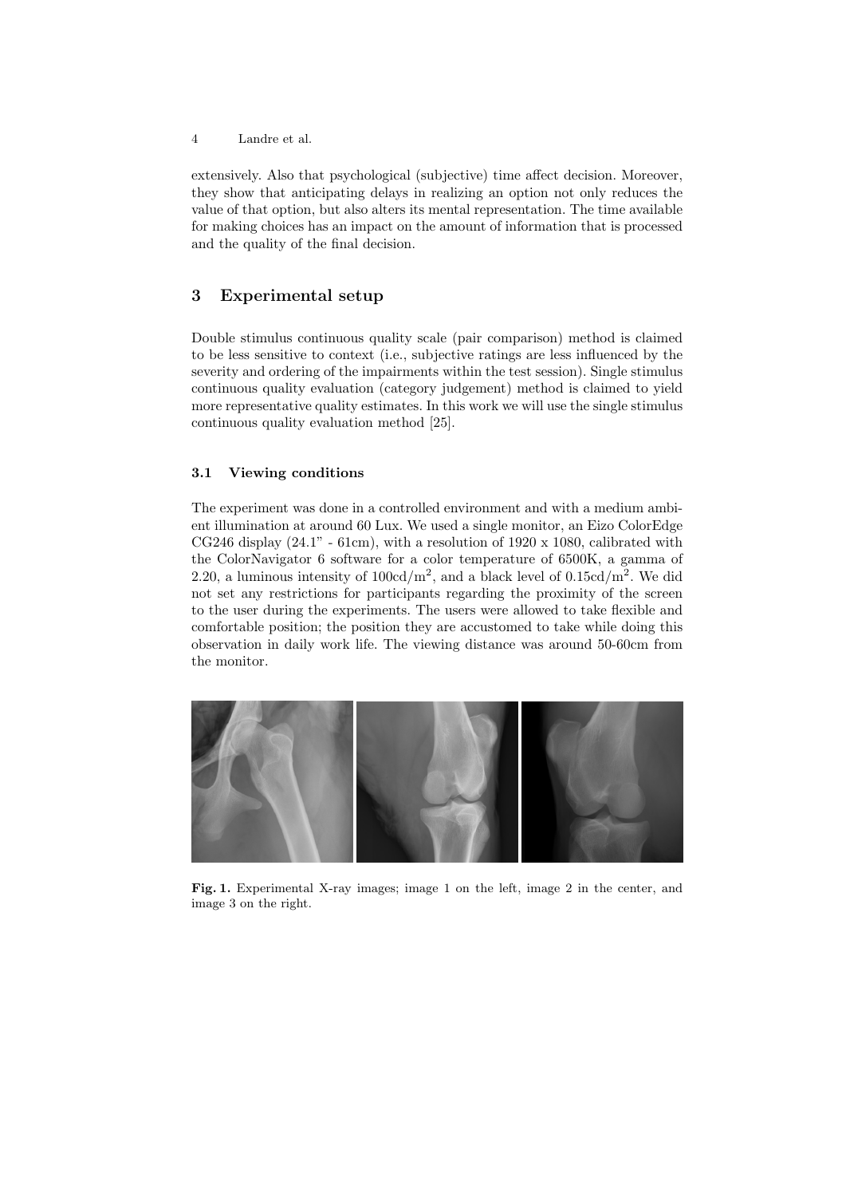extensively. Also that psychological (subjective) time affect decision. Moreover, they show that anticipating delays in realizing an option not only reduces the value of that option, but also alters its mental representation. The time available for making choices has an impact on the amount of information that is processed and the quality of the final decision.

## 3 Experimental setup

Double stimulus continuous quality scale (pair comparison) method is claimed to be less sensitive to context (i.e., subjective ratings are less influenced by the severity and ordering of the impairments within the test session). Single stimulus continuous quality evaluation (category judgement) method is claimed to yield more representative quality estimates. In this work we will use the single stimulus continuous quality evaluation method [25].

### 3.1 Viewing conditions

The experiment was done in a controlled environment and with a medium ambient illumination at around 60 Lux. We used a single monitor, an Eizo ColorEdge CG246 display (24.1" - 61cm), with a resolution of 1920 x 1080, calibrated with the ColorNavigator 6 software for a color temperature of 6500K, a gamma of 2.20, a luminous intensity of 100cd/m$^2$, and a black level of 0.15cd/m$^2$. We did not set any restrictions for participants regarding the proximity of the screen to the user during the experiments. The users were allowed to take flexible and comfortable position; the position they are accustomed to take while doing this observation in daily work life. The viewing distance was around 50-60cm from the monitor.

**Fig. 1.** Experimental X-ray images; image 1 on the left, image 2 in the center, and image 3 on the right.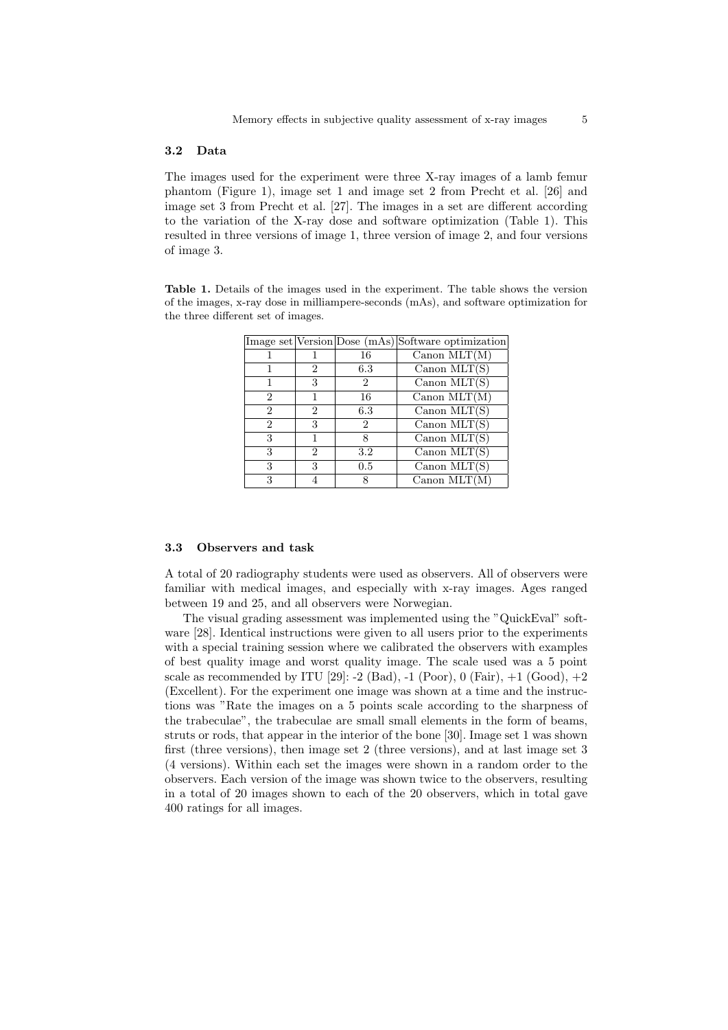### 3.2 Data

The images used for the experiment were three X-ray images of a lamb femur phantom (Figure 1), image set 1 and image set 2 from Precht et al. [26] and image set 3 from Precht et al. [27]. The images in a set are different according to the variation of the X-ray dose and software optimization (Table 1). This resulted in three versions of image 1, three version of image 2, and four versions of image 3.

**Table 1.** Details of the images used in the experiment. The table shows the version of the images, x-ray dose in milliampere-seconds (mAs), and software optimization for the three different set of images.

| Image set | Version | Dose (mAs) | Software optimization |
|---|---|---|---|
| 1 | 1 | 16 | Canon MLT(M) |
| 1 | 2 | 6.3 | Canon MLT(S) |
| 1 | 3 | 2 | Canon MLT(S) |
| 2 | 1 | 16 | Canon MLT(M) |
| 2 | 2 | 6.3 | Canon MLT(S) |
| 2 | 3 | 2 | Canon MLT(S) |
| 3 | 1 | 8 | Canon MLT(S) |
| 3 | 2 | 3.2 | Canon MLT(S) |
| 3 | 3 | 0.5 | Canon MLT(S) |
| 3 | 4 | 8 | Canon MLT(M) |

### 3.3 Observers and task

A total of 20 radiography students were used as observers. All of observers were familiar with medical images, and especially with x-ray images. Ages ranged between 19 and 25, and all observers were Norwegian.

The visual grading assessment was implemented using the "QuickEval" software [28]. Identical instructions were given to all users prior to the experiments with a special training session where we calibrated the observers with examples of best quality image and worst quality image. The scale used was a 5 point scale as recommended by ITU [29]: -2 (Bad), -1 (Poor), 0 (Fair), +1 (Good), +2 (Excellent). For the experiment one image was shown at a time and the instructions was "Rate the images on a 5 points scale according to the sharpness of the trabeculae", the trabeculae are small small elements in the form of beams, struts or rods, that appear in the interior of the bone [30]. Image set 1 was shown first (three versions), then image set 2 (three versions), and at last image set 3 (4 versions). Within each set the images were shown in a random order to the observers. Each version of the image was shown twice to the observers, resulting in a total of 20 images shown to each of the 20 observers, which in total gave 400 ratings for all images.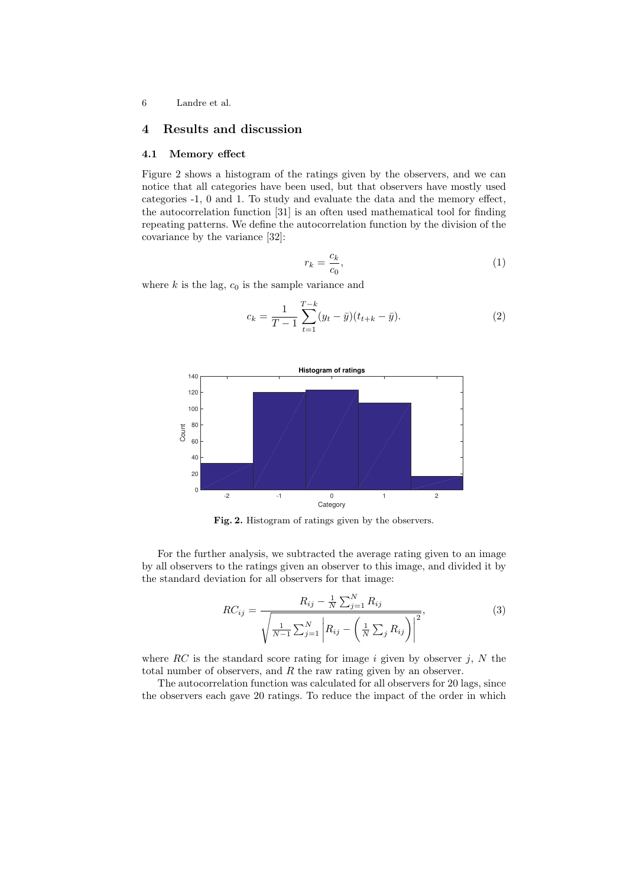## 4 Results and discussion

### 4.1 Memory effect

Figure 2 shows a histogram of the ratings given by the observers, and we can notice that all categories have been used, but that observers have mostly used categories -1, 0 and 1. To study and evaluate the data and the memory effect, the autocorrelation function [31] is an often used mathematical tool for finding repeating patterns. We define the autocorrelation function by the division of the covariance by the variance [32]:

$$r_k = \frac{c_k}{c_0}, \tag{1}$$

where $k$ is the lag, $c_0$ is the sample variance and

$$c_k = \frac{1}{T-1} \sum_{t=1}^{T-k} (y_t - \bar{y})(t_{t+k} - \bar{y}). \tag{2}$$

**Fig. 2.** Histogram of ratings given by the observers.

For the further analysis, we subtracted the average rating given to an image by all observers to the ratings given an observer to this image, and divided it by the standard deviation for all observers for that image:

$$RC_{ij} = \frac{R_{ij} - \frac{1}{N}\sum_{j=1}^{N} R_{ij}}{\sqrt{\frac{1}{N-1}\sum_{j=1}^{N} \left| R_{ij} - \left(\frac{1}{N}\sum_{j} R_{ij}\right) \right|^2}}, \tag{3}$$

where $RC$ is the standard score rating for image $i$ given by observer $j$, $N$ the total number of observers, and $R$ the raw rating given by an observer.

The autocorrelation function was calculated for all observers for 20 lags, since the observers each gave 20 ratings. To reduce the impact of the order in which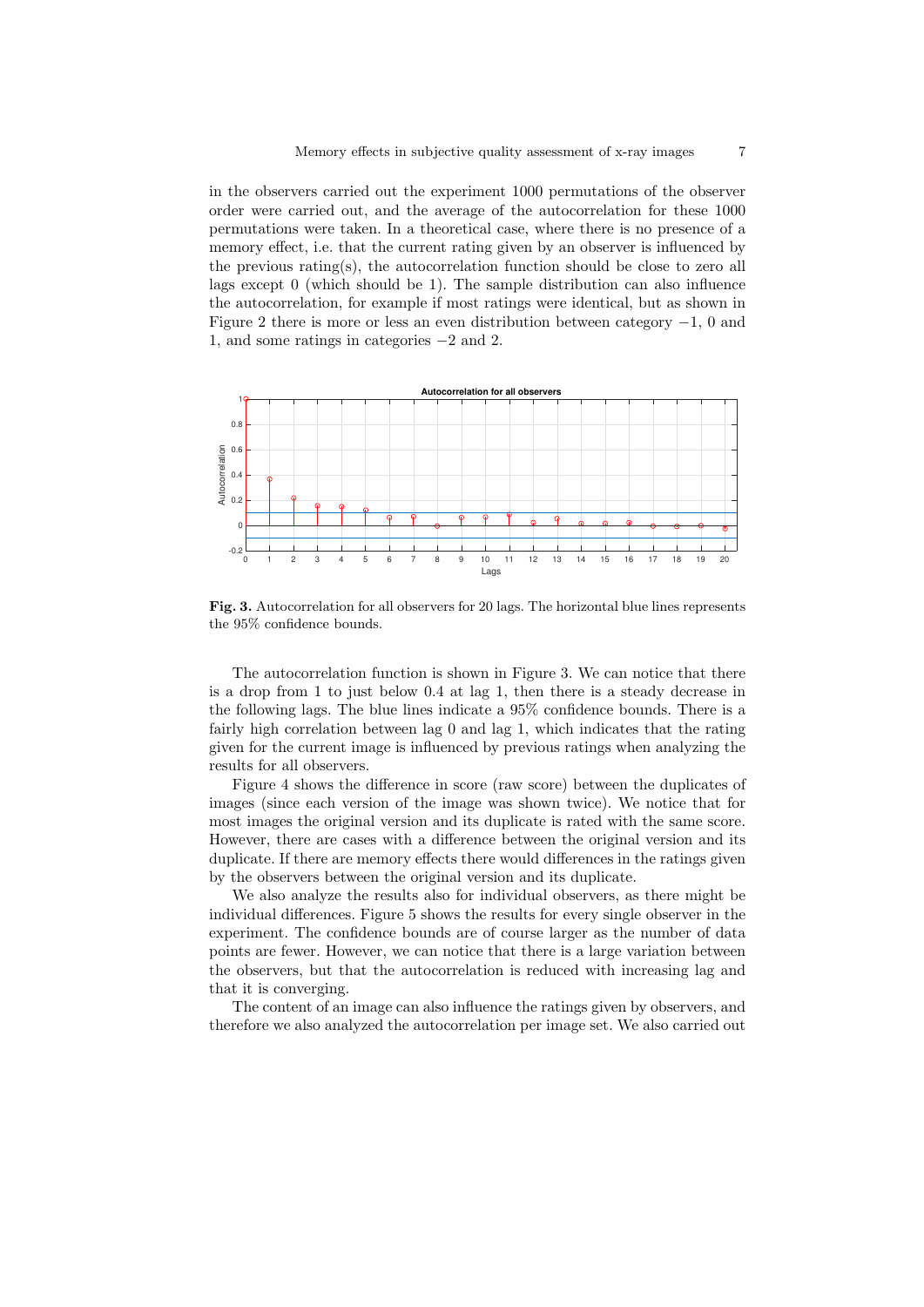in the observers carried out the experiment 1000 permutations of the observer order were carried out, and the average of the autocorrelation for these 1000 permutations were taken. In a theoretical case, where there is no presence of a memory effect, i.e. that the current rating given by an observer is influenced by the previous rating(s), the autocorrelation function should be close to zero all lags except 0 (which should be 1). The sample distribution can also influence the autocorrelation, for example if most ratings were identical, but as shown in Figure 2 there is more or less an even distribution between category $-1$, 0 and 1, and some ratings in categories $-2$ and 2.

**Fig. 3.** Autocorrelation for all observers for 20 lags. The horizontal blue lines represents the 95% confidence bounds.

The autocorrelation function is shown in Figure 3. We can notice that there is a drop from 1 to just below 0.4 at lag 1, then there is a steady decrease in the following lags. The blue lines indicate a 95% confidence bounds. There is a fairly high correlation between lag 0 and lag 1, which indicates that the rating given for the current image is influenced by previous ratings when analyzing the results for all observers.

Figure 4 shows the difference in score (raw score) between the duplicates of images (since each version of the image was shown twice). We notice that for most images the original version and its duplicate is rated with the same score. However, there are cases with a difference between the original version and its duplicate. If there are memory effects there would differences in the ratings given by the observers between the original version and its duplicate.

We also analyze the results also for individual observers, as there might be individual differences. Figure 5 shows the results for every single observer in the experiment. The confidence bounds are of course larger as the number of data points are fewer. However, we can notice that there is a large variation between the observers, but that the autocorrelation is reduced with increasing lag and that it is converging.

The content of an image can also influence the ratings given by observers, and therefore we also analyzed the autocorrelation per image set. We also carried out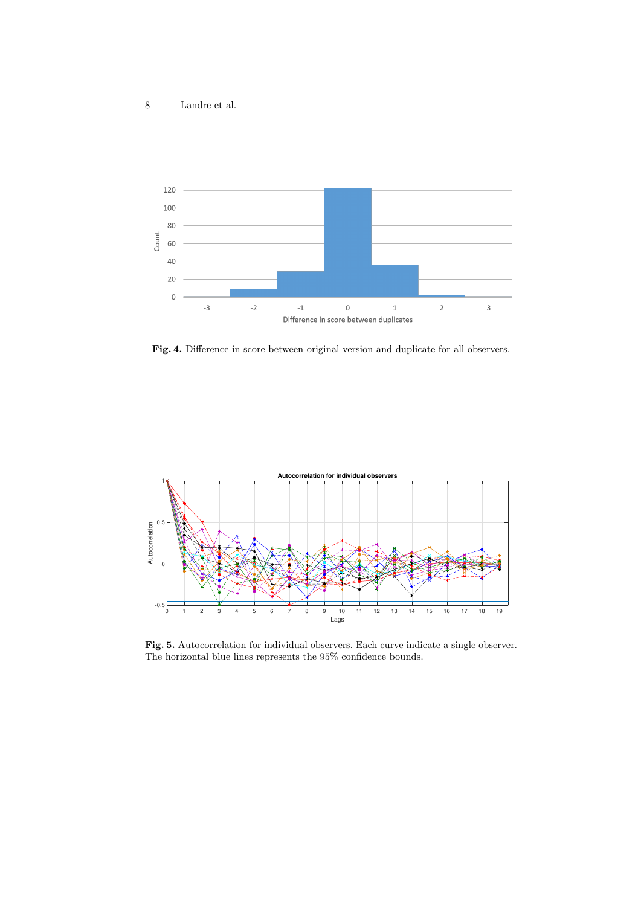**Fig. 4.** Difference in score between original version and duplicate for all observers.

**Fig. 5.** Autocorrelation for individual observers. Each curve indicate a single observer. The horizontal blue lines represents the 95% confidence bounds.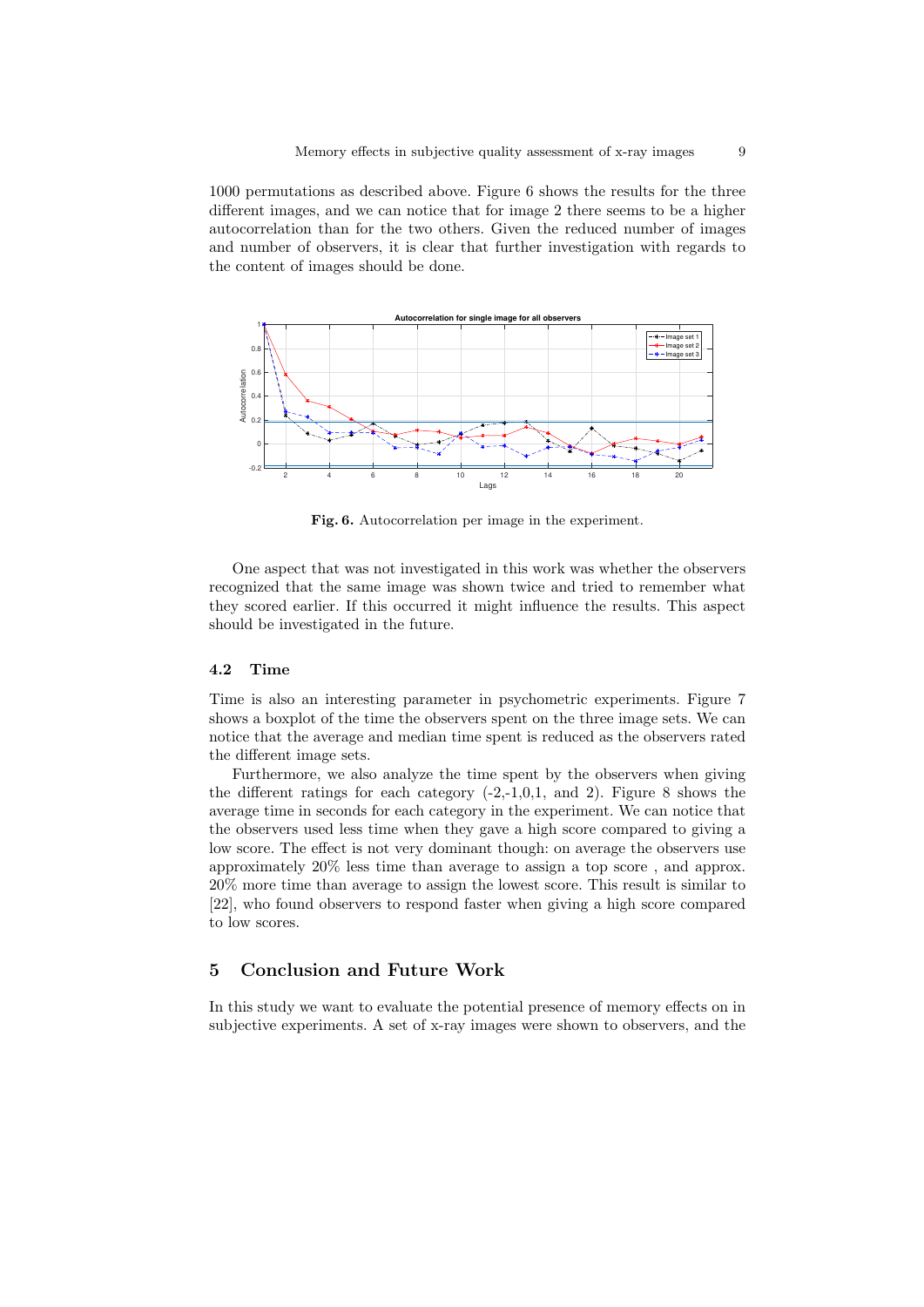1000 permutations as described above. Figure 6 shows the results for the three different images, and we can notice that for image 2 there seems to be a higher autocorrelation than for the two others. Given the reduced number of images and number of observers, it is clear that further investigation with regards to the content of images should be done.

**Fig. 6.** Autocorrelation per image in the experiment.

One aspect that was not investigated in this work was whether the observers recognized that the same image was shown twice and tried to remember what they scored earlier. If this occurred it might influence the results. This aspect should be investigated in the future.

### 4.2 Time

Time is also an interesting parameter in psychometric experiments. Figure 7 shows a boxplot of the time the observers spent on the three image sets. We can notice that the average and median time spent is reduced as the observers rated the different image sets.

Furthermore, we also analyze the time spent by the observers when giving the different ratings for each category (-2,-1,0,1, and 2). Figure 8 shows the average time in seconds for each category in the experiment. We can notice that the observers used less time when they gave a high score compared to giving a low score. The effect is not very dominant though: on average the observers use approximately 20% less time than average to assign a top score , and approx. 20% more time than average to assign the lowest score. This result is similar to [22], who found observers to respond faster when giving a high score compared to low scores.

## 5 Conclusion and Future Work

In this study we want to evaluate the potential presence of memory effects on in subjective experiments. A set of x-ray images were shown to observers, and the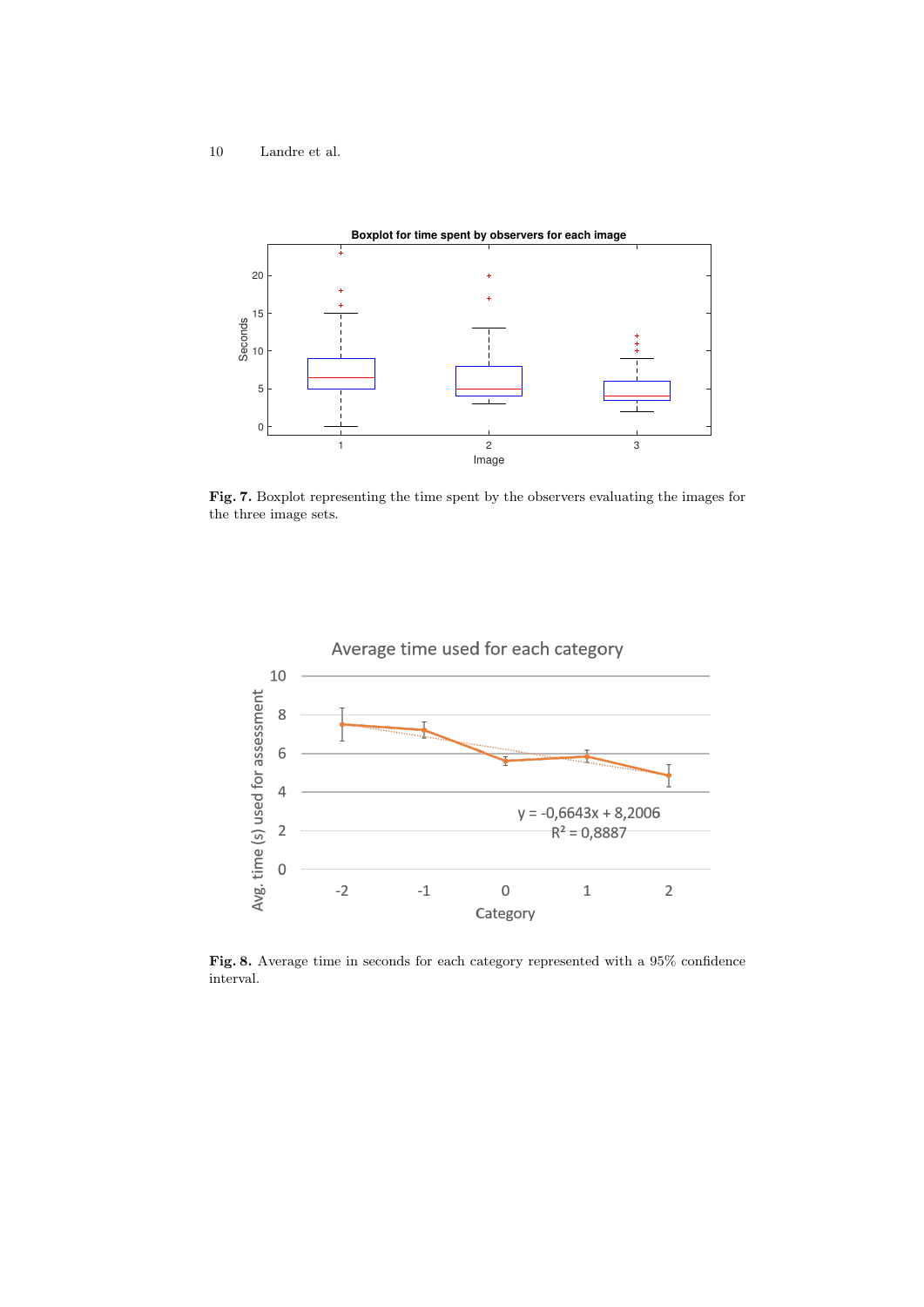**Fig. 7.** Boxplot representing the time spent by the observers evaluating the images for the three image sets.

**Fig. 8.** Average time in seconds for each category represented with a 95% confidence interval.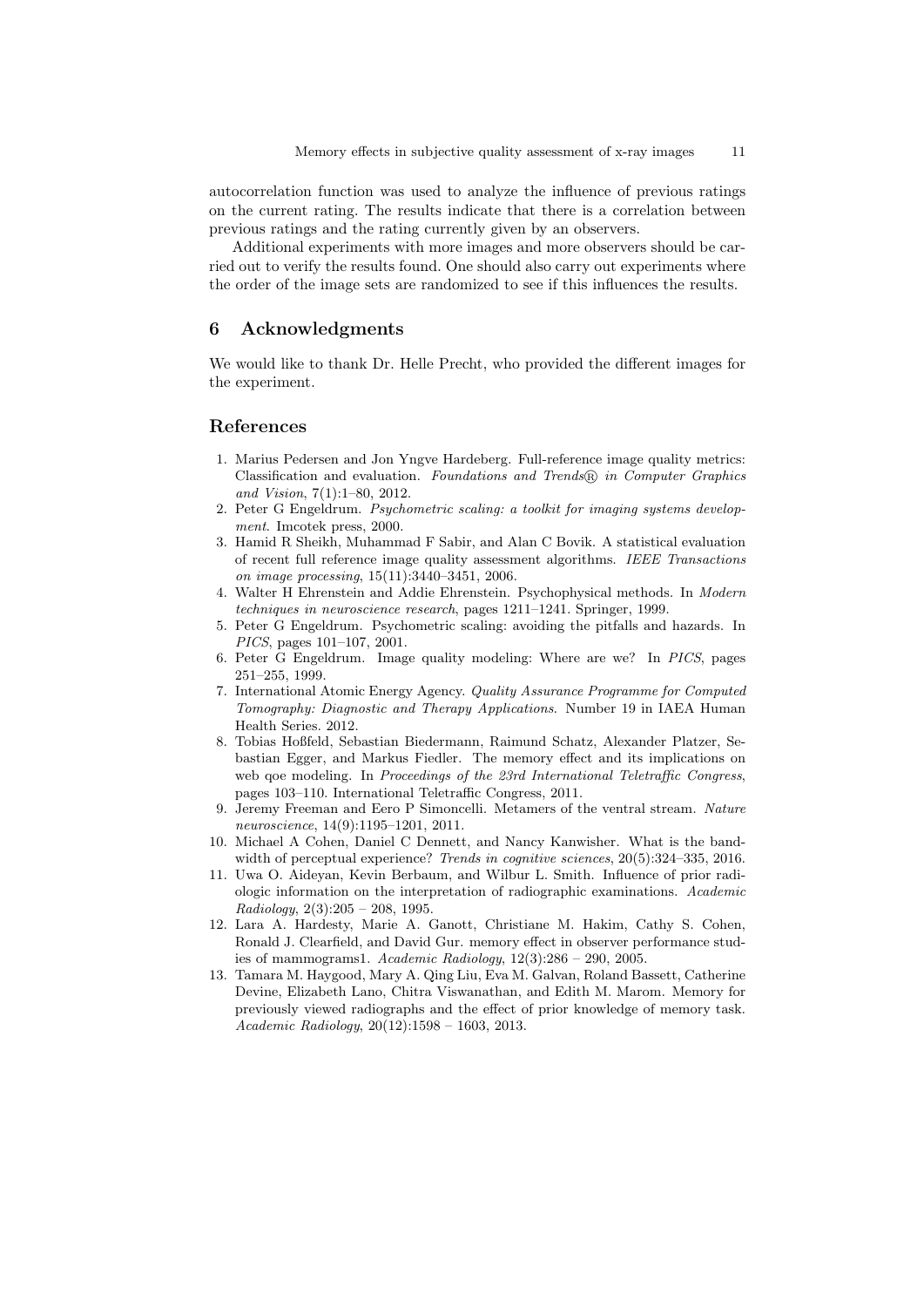autocorrelation function was used to analyze the influence of previous ratings on the current rating. The results indicate that there is a correlation between previous ratings and the rating currently given by an observers.

Additional experiments with more images and more observers should be carried out to verify the results found. One should also carry out experiments where the order of the image sets are randomized to see if this influences the results.

## 6 Acknowledgments

We would like to thank Dr. Helle Precht, who provided the different images for the experiment.

## References

1. Marius Pedersen and Jon Yngve Hardeberg. Full-reference image quality metrics: Classification and evaluation. *Foundations and Trends® in Computer Graphics and Vision*, 7(1):1–80, 2012.
2. Peter G Engeldrum. *Psychometric scaling: a toolkit for imaging systems development*. Imcotek press, 2000.
3. Hamid R Sheikh, Muhammad F Sabir, and Alan C Bovik. A statistical evaluation of recent full reference image quality assessment algorithms. *IEEE Transactions on image processing*, 15(11):3440–3451, 2006.
4. Walter H Ehrenstein and Addie Ehrenstein. Psychophysical methods. In *Modern techniques in neuroscience research*, pages 1211–1241. Springer, 1999.
5. Peter G Engeldrum. Psychometric scaling: avoiding the pitfalls and hazards. In *PICS*, pages 101–107, 2001.
6. Peter G Engeldrum. Image quality modeling: Where are we? In *PICS*, pages 251–255, 1999.
7. International Atomic Energy Agency. *Quality Assurance Programme for Computed Tomography: Diagnostic and Therapy Applications*. Number 19 in IAEA Human Health Series. 2012.
8. Tobias Hoßfeld, Sebastian Biedermann, Raimund Schatz, Alexander Platzer, Sebastian Egger, and Markus Fiedler. The memory effect and its implications on web qoe modeling. In *Proceedings of the 23rd International Teletraffic Congress*, pages 103–110. International Teletraffic Congress, 2011.
9. Jeremy Freeman and Eero P Simoncelli. Metamers of the ventral stream. *Nature neuroscience*, 14(9):1195–1201, 2011.
10. Michael A Cohen, Daniel C Dennett, and Nancy Kanwisher. What is the bandwidth of perceptual experience? *Trends in cognitive sciences*, 20(5):324–335, 2016.
11. Uwa O. Aideyan, Kevin Berbaum, and Wilbur L. Smith. Influence of prior radiologic information on the interpretation of radiographic examinations. *Academic Radiology*, 2(3):205 – 208, 1995.
12. Lara A. Hardesty, Marie A. Ganott, Christiane M. Hakim, Cathy S. Cohen, Ronald J. Clearfield, and David Gur. memory effect in observer performance studies of mammograms1. *Academic Radiology*, 12(3):286 – 290, 2005.
13. Tamara M. Haygood, Mary A. Qing Liu, Eva M. Galvan, Roland Bassett, Catherine Devine, Elizabeth Lano, Chitra Viswanathan, and Edith M. Marom. Memory for previously viewed radiographs and the effect of prior knowledge of memory task. *Academic Radiology*, 20(12):1598 – 1603, 2013.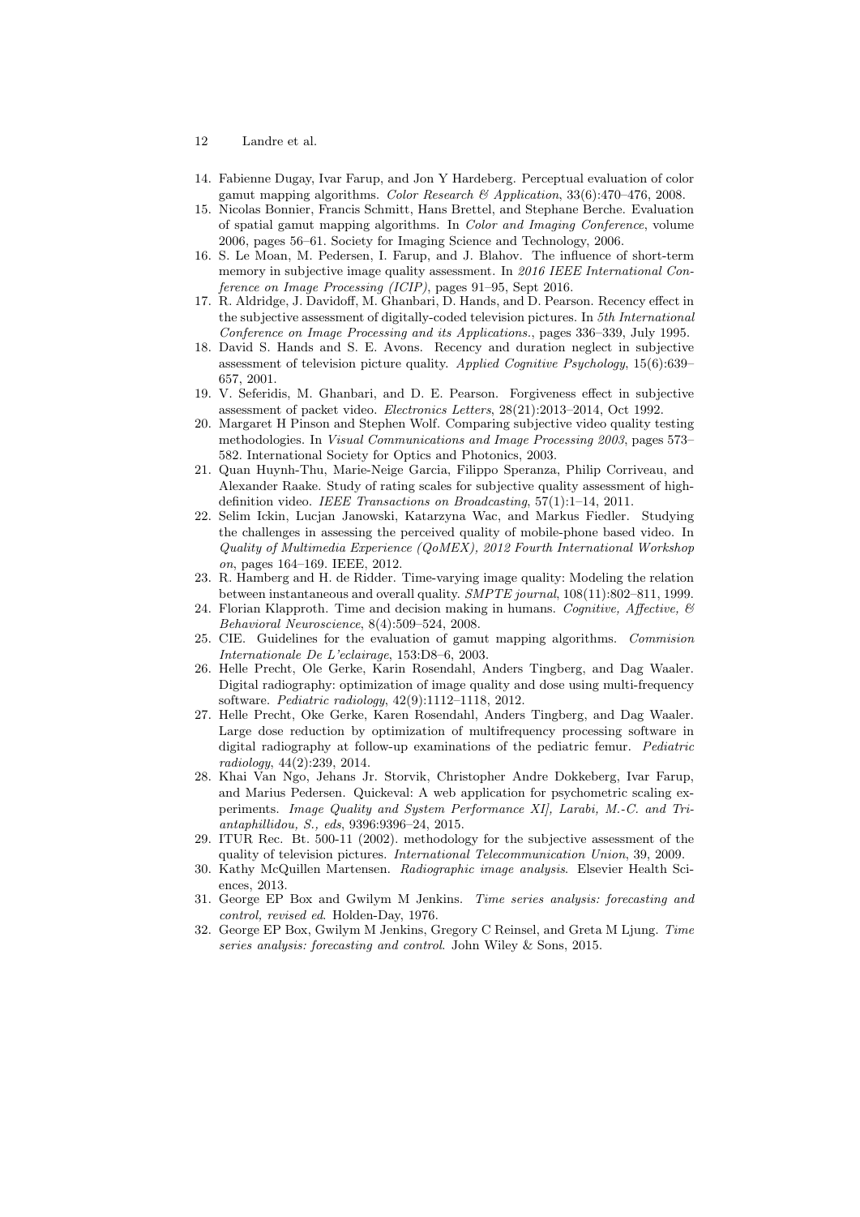14. Fabienne Dugay, Ivar Farup, and Jon Y Hardeberg. Perceptual evaluation of color gamut mapping algorithms. *Color Research & Application*, 33(6):470–476, 2008.
15. Nicolas Bonnier, Francis Schmitt, Hans Brettel, and Stephane Berche. Evaluation of spatial gamut mapping algorithms. In *Color and Imaging Conference*, volume 2006, pages 56–61. Society for Imaging Science and Technology, 2006.
16. S. Le Moan, M. Pedersen, I. Farup, and J. Blahov. The influence of short-term memory in subjective image quality assessment. In *2016 IEEE International Conference on Image Processing (ICIP)*, pages 91–95, Sept 2016.
17. R. Aldridge, J. Davidoff, M. Ghanbari, D. Hands, and D. Pearson. Recency effect in the subjective assessment of digitally-coded television pictures. In *5th International Conference on Image Processing and its Applications.*, pages 336–339, July 1995.
18. David S. Hands and S. E. Avons. Recency and duration neglect in subjective assessment of television picture quality. *Applied Cognitive Psychology*, 15(6):639–657, 2001.
19. V. Seferidis, M. Ghanbari, and D. E. Pearson. Forgiveness effect in subjective assessment of packet video. *Electronics Letters*, 28(21):2013–2014, Oct 1992.
20. Margaret H Pinson and Stephen Wolf. Comparing subjective video quality testing methodologies. In *Visual Communications and Image Processing 2003*, pages 573–582. International Society for Optics and Photonics, 2003.
21. Quan Huynh-Thu, Marie-Neige Garcia, Filippo Speranza, Philip Corriveau, and Alexander Raake. Study of rating scales for subjective quality assessment of high-definition video. *IEEE Transactions on Broadcasting*, 57(1):1–14, 2011.
22. Selim Ickin, Lucjan Janowski, Katarzyna Wac, and Markus Fiedler. Studying the challenges in assessing the perceived quality of mobile-phone based video. In *Quality of Multimedia Experience (QoMEX), 2012 Fourth International Workshop on*, pages 164–169. IEEE, 2012.
23. R. Hamberg and H. de Ridder. Time-varying image quality: Modeling the relation between instantaneous and overall quality. *SMPTE journal*, 108(11):802–811, 1999.
24. Florian Klapproth. Time and decision making in humans. *Cognitive, Affective, & Behavioral Neuroscience*, 8(4):509–524, 2008.
25. CIE. Guidelines for the evaluation of gamut mapping algorithms. *Commision Internationale De L'eclairage*, 153:D8–6, 2003.
26. Helle Precht, Ole Gerke, Karin Rosendahl, Anders Tingberg, and Dag Waaler. Digital radiography: optimization of image quality and dose using multi-frequency software. *Pediatric radiology*, 42(9):1112–1118, 2012.
27. Helle Precht, Oke Gerke, Karen Rosendahl, Anders Tingberg, and Dag Waaler. Large dose reduction by optimization of multifrequency processing software in digital radiography at follow-up examinations of the pediatric femur. *Pediatric radiology*, 44(2):239, 2014.
28. Khai Van Ngo, Jehans Jr. Storvik, Christopher Andre Dokkeberg, Ivar Farup, and Marius Pedersen. Quickeval: A web application for psychometric scaling experiments. *Image Quality and System Performance XI], Larabi, M.-C. and Triantaphillidou, S., eds*, 9396:9396–24, 2015.
29. ITUR Rec. Bt. 500-11 (2002). methodology for the subjective assessment of the quality of television pictures. *International Telecommunication Union*, 39, 2009.
30. Kathy McQuillen Martensen. *Radiographic image analysis*. Elsevier Health Sciences, 2013.
31. George EP Box and Gwilym M Jenkins. *Time series analysis: forecasting and control, revised ed*. Holden-Day, 1976.
32. George EP Box, Gwilym M Jenkins, Gregory C Reinsel, and Greta M Ljung. *Time series analysis: forecasting and control*. John Wiley & Sons, 2015.